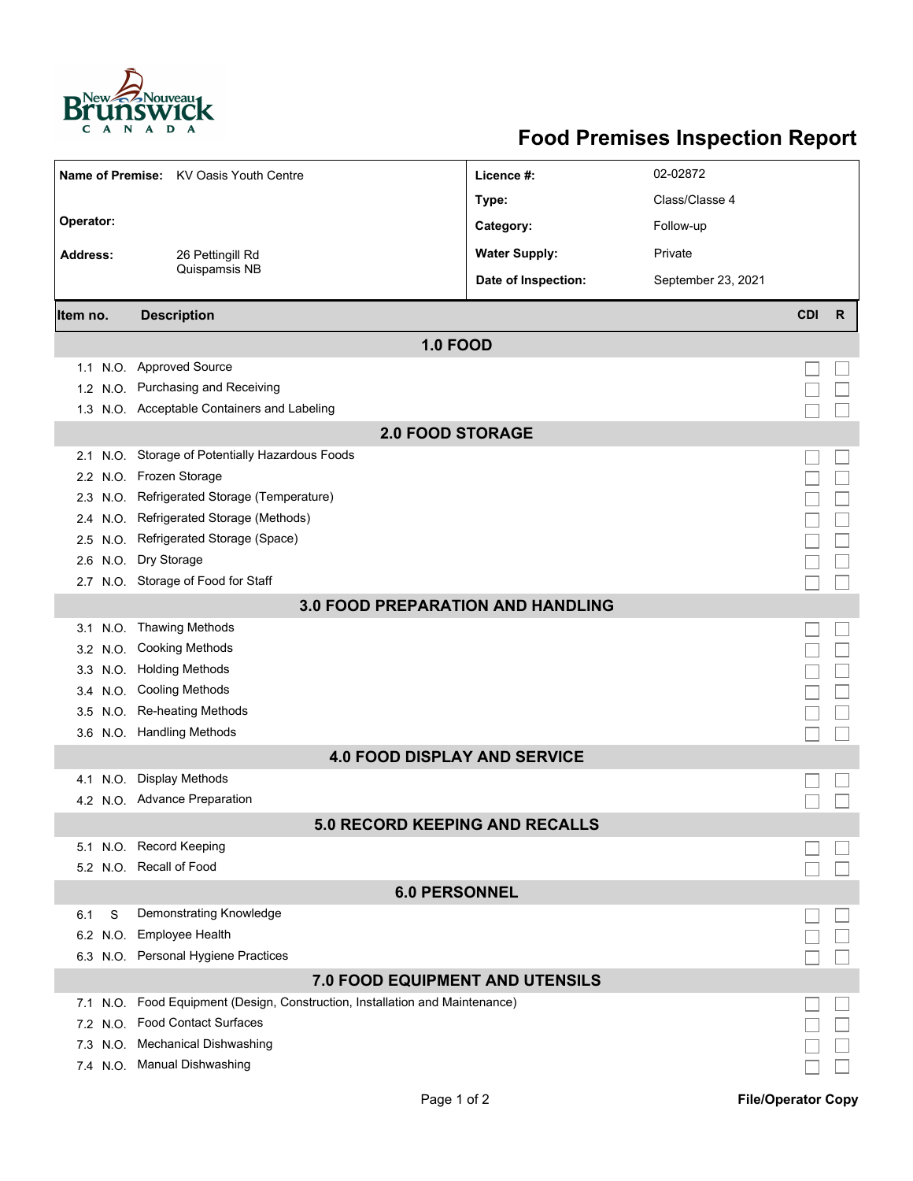# Food Premises Inspection Report

| | | | |
|---|---|---|---|
| **Name of Premise:** | KV Oasis Youth Centre | **Licence #:** | 02-02872 |
| | | **Type:** | Class/Classe 4 |
| **Operator:** | | **Category:** | Follow-up |
| **Address:** | 26 Pettingill Rd<br>Quispamsis NB | **Water Supply:** | Private |
| | | **Date of Inspection:** | September 23, 2021 |

| Item no. | | Description | CDI | R |
|---|---|---|---|---|
| **1.0 FOOD** | | | | |
| 1.1 | N.O. | Approved Source | ☐ | ☐ |
| 1.2 | N.O. | Purchasing and Receiving | ☐ | ☐ |
| 1.3 | N.O. | Acceptable Containers and Labeling | ☐ | ☐ |
| **2.0 FOOD STORAGE** | | | | |
| 2.1 | N.O. | Storage of Potentially Hazardous Foods | ☐ | ☐ |
| 2.2 | N.O. | Frozen Storage | ☐ | ☐ |
| 2.3 | N.O. | Refrigerated Storage (Temperature) | ☐ | ☐ |
| 2.4 | N.O. | Refrigerated Storage (Methods) | ☐ | ☐ |
| 2.5 | N.O. | Refrigerated Storage (Space) | ☐ | ☐ |
| 2.6 | N.O. | Dry Storage | ☐ | ☐ |
| 2.7 | N.O. | Storage of Food for Staff | ☐ | ☐ |
| **3.0 FOOD PREPARATION AND HANDLING** | | | | |
| 3.1 | N.O. | Thawing Methods | ☐ | ☐ |
| 3.2 | N.O. | Cooking Methods | ☐ | ☐ |
| 3.3 | N.O. | Holding Methods | ☐ | ☐ |
| 3.4 | N.O. | Cooling Methods | ☐ | ☐ |
| 3.5 | N.O. | Re-heating Methods | ☐ | ☐ |
| 3.6 | N.O. | Handling Methods | ☐ | ☐ |
| **4.0 FOOD DISPLAY AND SERVICE** | | | | |
| 4.1 | N.O. | Display Methods | ☐ | ☐ |
| 4.2 | N.O. | Advance Preparation | ☐ | ☐ |
| **5.0 RECORD KEEPING AND RECALLS** | | | | |
| 5.1 | N.O. | Record Keeping | ☐ | ☐ |
| 5.2 | N.O. | Recall of Food | ☐ | ☐ |
| **6.0 PERSONNEL** | | | | |
| 6.1 | S | Demonstrating Knowledge | ☐ | ☐ |
| 6.2 | N.O. | Employee Health | ☐ | ☐ |
| 6.3 | N.O. | Personal Hygiene Practices | ☐ | ☐ |
| **7.0 FOOD EQUIPMENT AND UTENSILS** | | | | |
| 7.1 | N.O. | Food Equipment (Design, Construction, Installation and Maintenance) | ☐ | ☐ |
| 7.2 | N.O. | Food Contact Surfaces | ☐ | ☐ |
| 7.3 | N.O. | Mechanical Dishwashing | ☐ | ☐ |
| 7.4 | N.O. | Manual Dishwashing | ☐ | ☐ |

**File/Operator Copy**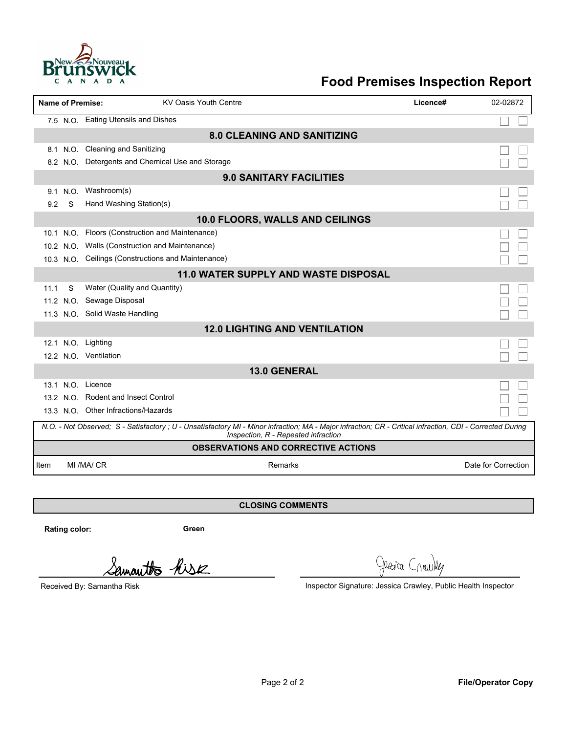# Food Premises Inspection Report

| Name of Premise: | KV Oasis Youth Centre | Licence# | 02-02872 |
|---|---|---|---|

| | | | | |
|---|---|---|---|---|
| 7.5 | N.O. | Eating Utensils and Dishes | ☐ | ☐ |
| **8.0 CLEANING AND SANITIZING** | | | | |
| 8.1 | N.O. | Cleaning and Sanitizing | ☐ | ☐ |
| 8.2 | N.O. | Detergents and Chemical Use and Storage | ☐ | ☐ |
| **9.0 SANITARY FACILITIES** | | | | |
| 9.1 | N.O. | Washroom(s) | ☐ | ☐ |
| 9.2 | S | Hand Washing Station(s) | ☐ | ☐ |
| **10.0 FLOORS, WALLS AND CEILINGS** | | | | |
| 10.1 | N.O. | Floors (Construction and Maintenance) | ☐ | ☐ |
| 10.2 | N.O. | Walls (Construction and Maintenance) | ☐ | ☐ |
| 10.3 | N.O. | Ceilings (Constructions and Maintenance) | ☐ | ☐ |
| **11.0 WATER SUPPLY AND WASTE DISPOSAL** | | | | |
| 11.1 | S | Water (Quality and Quantity) | ☐ | ☐ |
| 11.2 | N.O. | Sewage Disposal | ☐ | ☐ |
| 11.3 | N.O. | Solid Waste Handling | ☐ | ☐ |
| **12.0 LIGHTING AND VENTILATION** | | | | |
| 12.1 | N.O. | Lighting | ☐ | ☐ |
| 12.2 | N.O. | Ventilation | ☐ | ☐ |
| **13.0 GENERAL** | | | | |
| 13.1 | N.O. | Licence | ☐ | ☐ |
| 13.2 | N.O. | Rodent and Insect Control | ☐ | ☐ |
| 13.3 | N.O. | Other Infractions/Hazards | ☐ | ☐ |

*N.O. - Not Observed; S - Satisfactory ; U - Unsatisfactory MI - Minor infraction; MA - Major infraction; CR - Critical infraction, CDI - Corrected During Inspection, R - Repeated infraction*

## OBSERVATIONS AND CORRECTIVE ACTIONS

| Item | MI /MA/ CR | Remarks | Date for Correction |
|---|---|---|---|

## CLOSING COMMENTS

**Rating color:** **Green**

Received By: Samantha Risk

Inspector Signature: Jessica Crawley, Public Health Inspector

**File/Operator Copy**